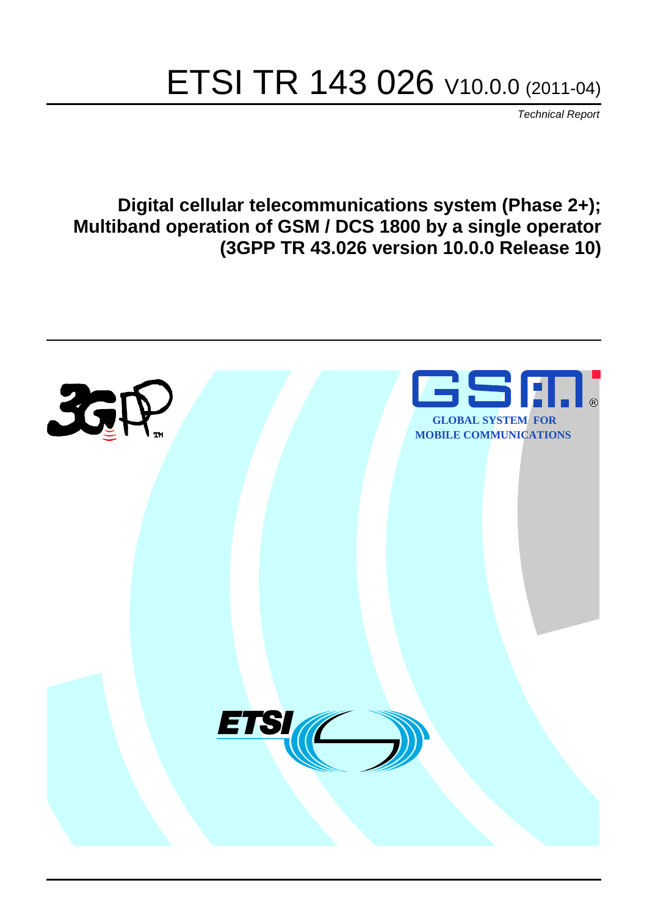# ETSI TR 143 026 V10.0.0 (2011-04)

*Technical Report*

## Digital cellular telecommunications system (Phase 2+); Multiband operation of GSM / DCS 1800 by a single operator (3GPP TR 43.026 version 10.0.0 Release 10)

GLOBAL SYSTEM FOR MOBILE COMMUNICATIONS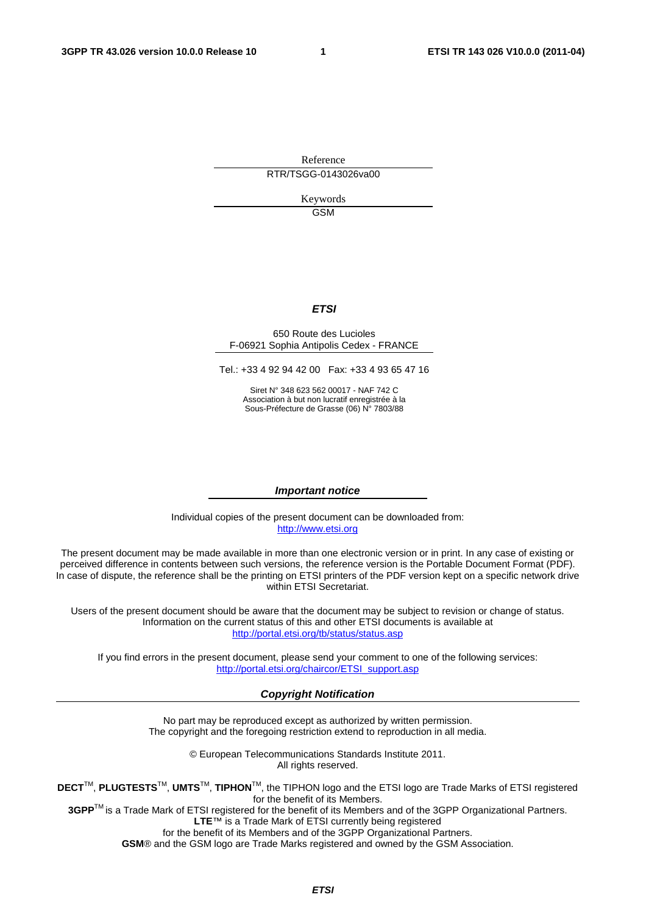Reference

RTR/TSGG-0143026va00

Keywords

GSM

***ETSI***

650 Route des Lucioles
F-06921 Sophia Antipolis Cedex - FRANCE

Tel.: +33 4 92 94 42 00 Fax: +33 4 93 65 47 16

Siret N° 348 623 562 00017 - NAF 742 C
Association à but non lucratif enregistrée à la
Sous-Préfecture de Grasse (06) N° 7803/88

***Important notice***

Individual copies of the present document can be downloaded from:
http://www.etsi.org

The present document may be made available in more than one electronic version or in print. In any case of existing or perceived difference in contents between such versions, the reference version is the Portable Document Format (PDF). In case of dispute, the reference shall be the printing on ETSI printers of the PDF version kept on a specific network drive within ETSI Secretariat.

Users of the present document should be aware that the document may be subject to revision or change of status. Information on the current status of this and other ETSI documents is available at
http://portal.etsi.org/tb/status/status.asp

If you find errors in the present document, please send your comment to one of the following services:
http://portal.etsi.org/chaircor/ETSI_support.asp

***Copyright Notification***

No part may be reproduced except as authorized by written permission.
The copyright and the foregoing restriction extend to reproduction in all media.

© European Telecommunications Standards Institute 2011.
All rights reserved.

**DECT**™, **PLUGTESTS**™, **UMTS**™, **TIPHON**™, the TIPHON logo and the ETSI logo are Trade Marks of ETSI registered for the benefit of its Members.
**3GPP**™ is a Trade Mark of ETSI registered for the benefit of its Members and of the 3GPP Organizational Partners.
**LTE**™ is a Trade Mark of ETSI currently being registered
for the benefit of its Members and of the 3GPP Organizational Partners.
**GSM**® and the GSM logo are Trade Marks registered and owned by the GSM Association.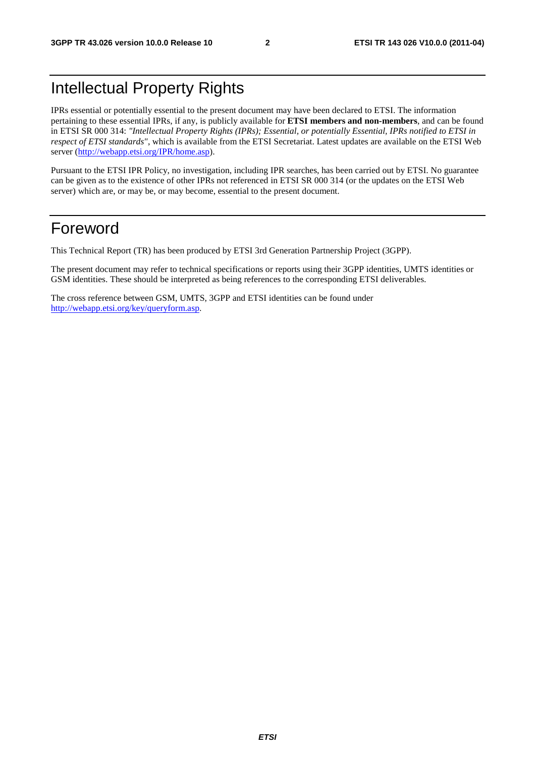# Intellectual Property Rights

IPRs essential or potentially essential to the present document may have been declared to ETSI. The information pertaining to these essential IPRs, if any, is publicly available for **ETSI members and non-members**, and can be found in ETSI SR 000 314: *"Intellectual Property Rights (IPRs); Essential, or potentially Essential, IPRs notified to ETSI in respect of ETSI standards"*, which is available from the ETSI Secretariat. Latest updates are available on the ETSI Web server (http://webapp.etsi.org/IPR/home.asp).

Pursuant to the ETSI IPR Policy, no investigation, including IPR searches, has been carried out by ETSI. No guarantee can be given as to the existence of other IPRs not referenced in ETSI SR 000 314 (or the updates on the ETSI Web server) which are, or may be, or may become, essential to the present document.

# Foreword

This Technical Report (TR) has been produced by ETSI 3rd Generation Partnership Project (3GPP).

The present document may refer to technical specifications or reports using their 3GPP identities, UMTS identities or GSM identities. These should be interpreted as being references to the corresponding ETSI deliverables.

The cross reference between GSM, UMTS, 3GPP and ETSI identities can be found under http://webapp.etsi.org/key/queryform.asp.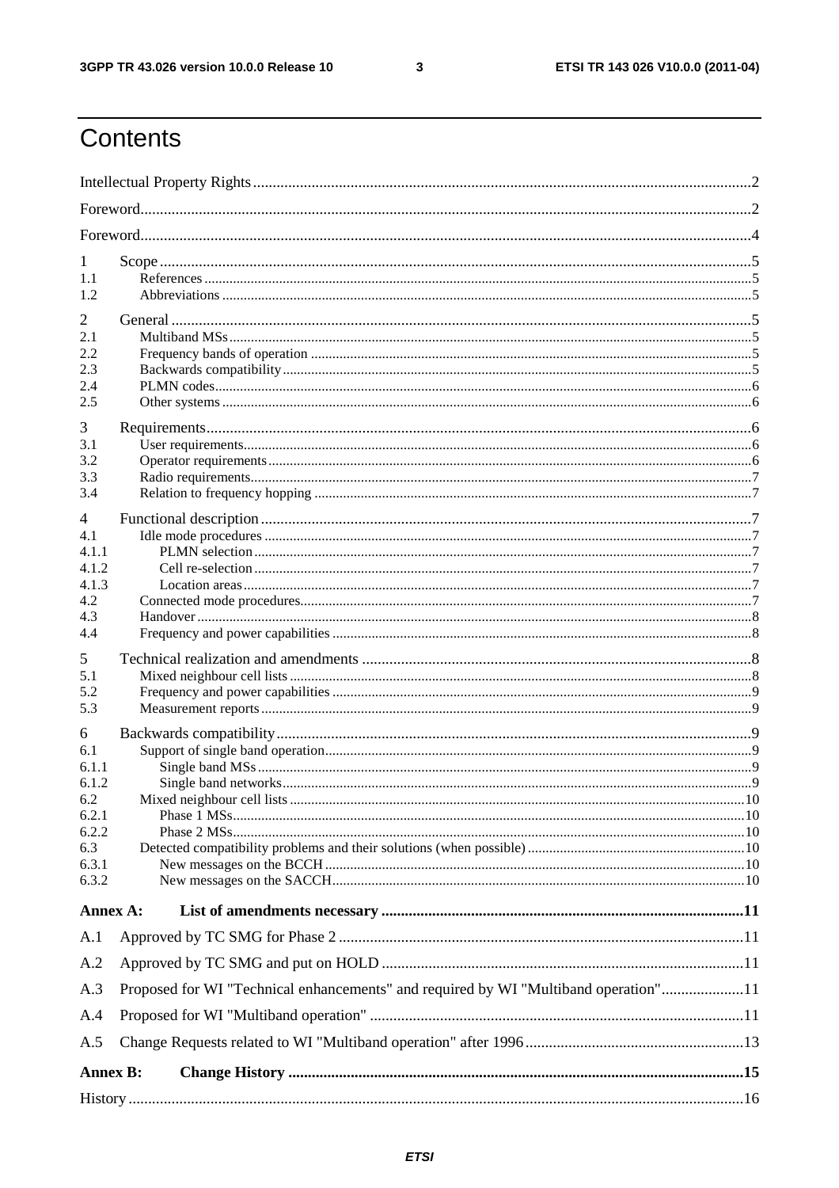# Contents

Intellectual Property Rights ..... 2

Foreword ..... 2

Foreword ..... 4

1 Scope ..... 5

1.1 References ..... 5

1.2 Abbreviations ..... 5

2 General ..... 5

2.1 Multiband MSs ..... 5

2.2 Frequency bands of operation ..... 5

2.3 Backwards compatibility ..... 5

2.4 PLMN codes ..... 6

2.5 Other systems ..... 6

3 Requirements ..... 6

3.1 User requirements ..... 6

3.2 Operator requirements ..... 6

3.3 Radio requirements ..... 7

3.4 Relation to frequency hopping ..... 7

4 Functional description ..... 7

4.1 Idle mode procedures ..... 7

4.1.1 PLMN selection ..... 7

4.1.2 Cell re-selection ..... 7

4.1.3 Location areas ..... 7

4.2 Connected mode procedures ..... 7

4.3 Handover ..... 8

4.4 Frequency and power capabilities ..... 8

5 Technical realization and amendments ..... 8

5.1 Mixed neighbour cell lists ..... 8

5.2 Frequency and power capabilities ..... 9

5.3 Measurement reports ..... 9

6 Backwards compatibility ..... 9

6.1 Support of single band operation ..... 9

6.1.1 Single band MSs ..... 9

6.1.2 Single band networks ..... 9

6.2 Mixed neighbour cell lists ..... 10

6.2.1 Phase 1 MSs ..... 10

6.2.2 Phase 2 MSs ..... 10

6.3 Detected compatibility problems and their solutions (when possible) ..... 10

6.3.1 New messages on the BCCH ..... 10

6.3.2 New messages on the SACCH ..... 10

**Annex A: List of amendments necessary ..... 11**

A.1 Approved by TC SMG for Phase 2 ..... 11

A.2 Approved by TC SMG and put on HOLD ..... 11

A.3 Proposed for WI "Technical enhancements" and required by WI "Multiband operation" ..... 11

A.4 Proposed for WI "Multiband operation" ..... 11

A.5 Change Requests related to WI "Multiband operation" after 1996 ..... 13

**Annex B: Change History ..... 15**

History ..... 16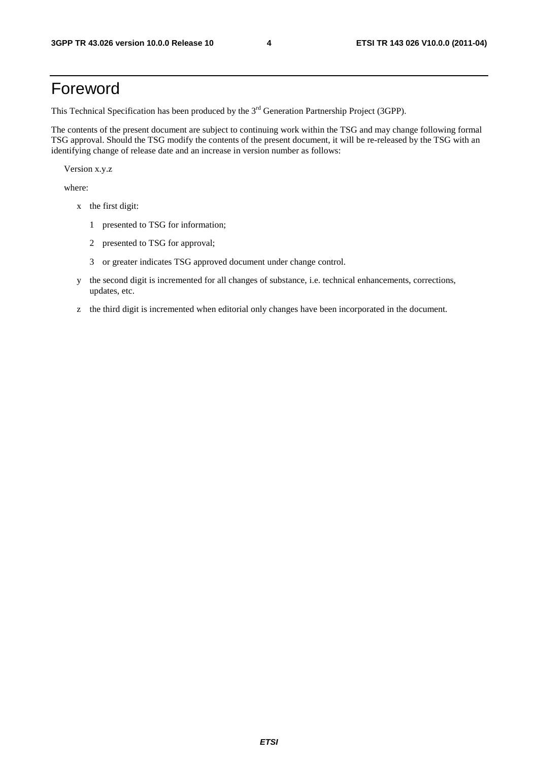# Foreword

This Technical Specification has been produced by the 3rd Generation Partnership Project (3GPP).

The contents of the present document are subject to continuing work within the TSG and may change following formal TSG approval. Should the TSG modify the contents of the present document, it will be re-released by the TSG with an identifying change of release date and an increase in version number as follows:

Version x.y.z

where:

- x the first digit:
  - 1 presented to TSG for information;
  - 2 presented to TSG for approval;
  - 3 or greater indicates TSG approved document under change control.
- y the second digit is incremented for all changes of substance, i.e. technical enhancements, corrections, updates, etc.
- z the third digit is incremented when editorial only changes have been incorporated in the document.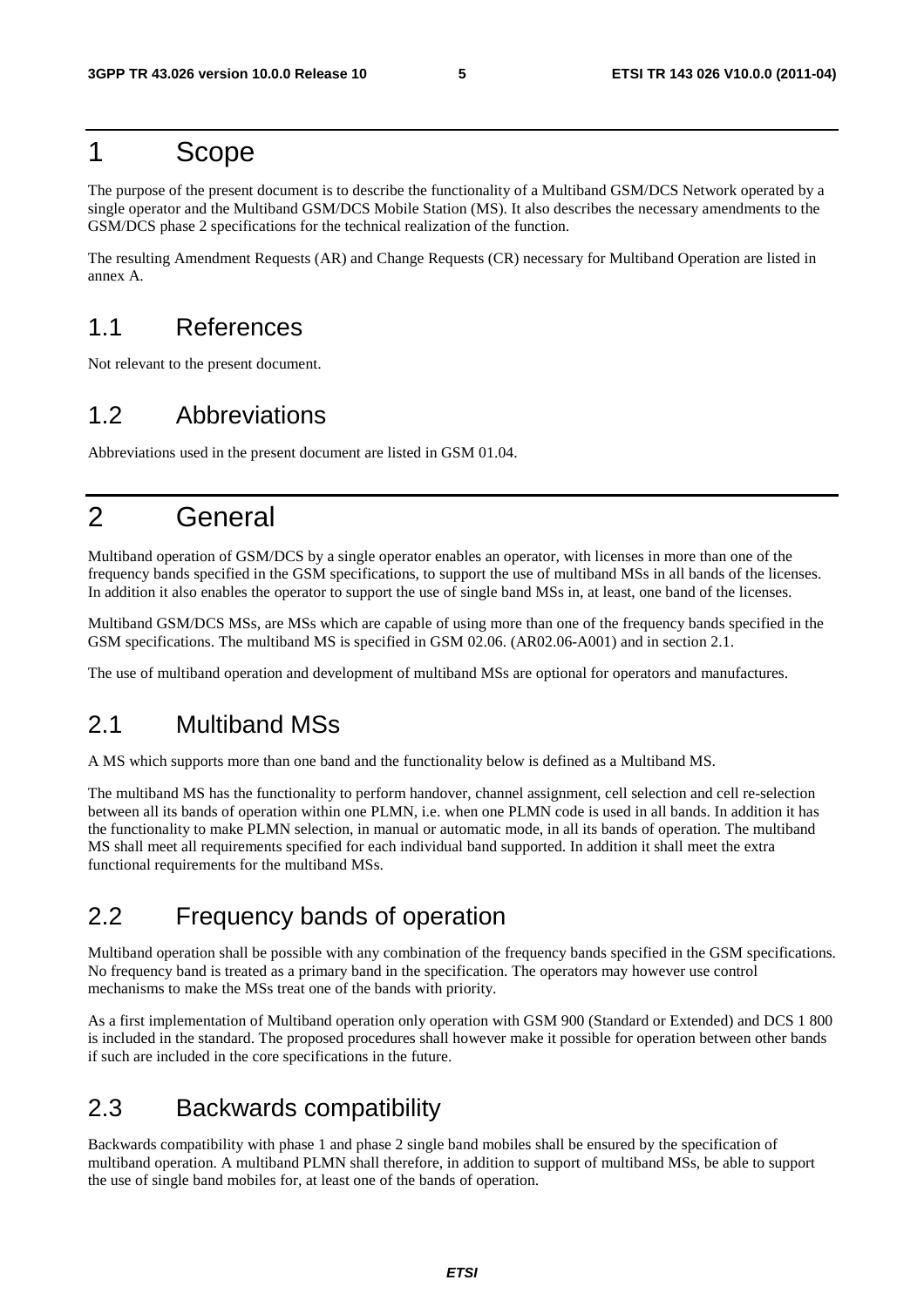# 1 Scope

The purpose of the present document is to describe the functionality of a Multiband GSM/DCS Network operated by a single operator and the Multiband GSM/DCS Mobile Station (MS). It also describes the necessary amendments to the GSM/DCS phase 2 specifications for the technical realization of the function.

The resulting Amendment Requests (AR) and Change Requests (CR) necessary for Multiband Operation are listed in annex A.

## 1.1 References

Not relevant to the present document.

## 1.2 Abbreviations

Abbreviations used in the present document are listed in GSM 01.04.

# 2 General

Multiband operation of GSM/DCS by a single operator enables an operator, with licenses in more than one of the frequency bands specified in the GSM specifications, to support the use of multiband MSs in all bands of the licenses. In addition it also enables the operator to support the use of single band MSs in, at least, one band of the licenses.

Multiband GSM/DCS MSs, are MSs which are capable of using more than one of the frequency bands specified in the GSM specifications. The multiband MS is specified in GSM 02.06. (AR02.06-A001) and in section 2.1.

The use of multiband operation and development of multiband MSs are optional for operators and manufactures.

## 2.1 Multiband MSs

A MS which supports more than one band and the functionality below is defined as a Multiband MS.

The multiband MS has the functionality to perform handover, channel assignment, cell selection and cell re-selection between all its bands of operation within one PLMN, i.e. when one PLMN code is used in all bands. In addition it has the functionality to make PLMN selection, in manual or automatic mode, in all its bands of operation. The multiband MS shall meet all requirements specified for each individual band supported. In addition it shall meet the extra functional requirements for the multiband MSs.

## 2.2 Frequency bands of operation

Multiband operation shall be possible with any combination of the frequency bands specified in the GSM specifications. No frequency band is treated as a primary band in the specification. The operators may however use control mechanisms to make the MSs treat one of the bands with priority.

As a first implementation of Multiband operation only operation with GSM 900 (Standard or Extended) and DCS 1 800 is included in the standard. The proposed procedures shall however make it possible for operation between other bands if such are included in the core specifications in the future.

## 2.3 Backwards compatibility

Backwards compatibility with phase 1 and phase 2 single band mobiles shall be ensured by the specification of multiband operation. A multiband PLMN shall therefore, in addition to support of multiband MSs, be able to support the use of single band mobiles for, at least one of the bands of operation.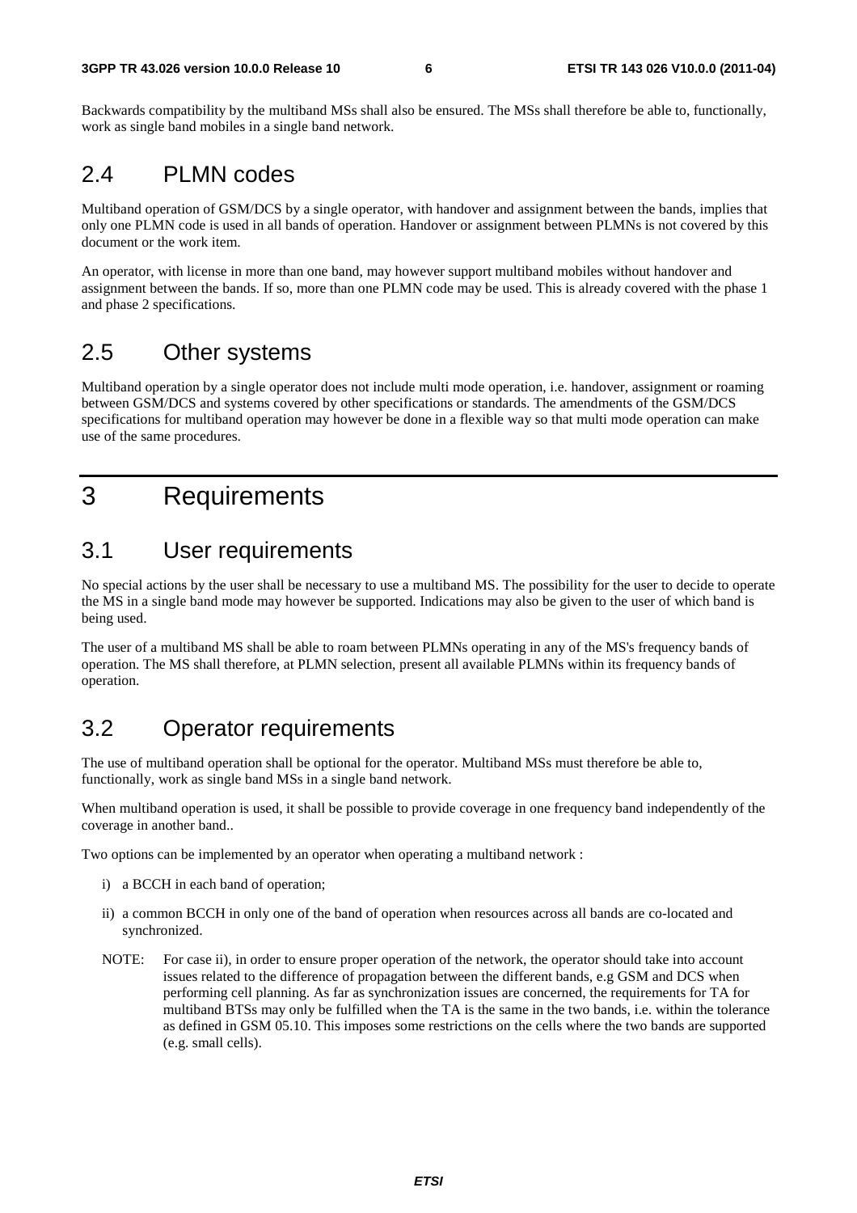Backwards compatibility by the multiband MSs shall also be ensured. The MSs shall therefore be able to, functionally, work as single band mobiles in a single band network.

## 2.4 PLMN codes

Multiband operation of GSM/DCS by a single operator, with handover and assignment between the bands, implies that only one PLMN code is used in all bands of operation. Handover or assignment between PLMNs is not covered by this document or the work item.

An operator, with license in more than one band, may however support multiband mobiles without handover and assignment between the bands. If so, more than one PLMN code may be used. This is already covered with the phase 1 and phase 2 specifications.

## 2.5 Other systems

Multiband operation by a single operator does not include multi mode operation, i.e. handover, assignment or roaming between GSM/DCS and systems covered by other specifications or standards. The amendments of the GSM/DCS specifications for multiband operation may however be done in a flexible way so that multi mode operation can make use of the same procedures.

# 3 Requirements

## 3.1 User requirements

No special actions by the user shall be necessary to use a multiband MS. The possibility for the user to decide to operate the MS in a single band mode may however be supported. Indications may also be given to the user of which band is being used.

The user of a multiband MS shall be able to roam between PLMNs operating in any of the MS's frequency bands of operation. The MS shall therefore, at PLMN selection, present all available PLMNs within its frequency bands of operation.

## 3.2 Operator requirements

The use of multiband operation shall be optional for the operator. Multiband MSs must therefore be able to, functionally, work as single band MSs in a single band network.

When multiband operation is used, it shall be possible to provide coverage in one frequency band independently of the coverage in another band..

Two options can be implemented by an operator when operating a multiband network :

i) a BCCH in each band of operation;

ii) a common BCCH in only one of the band of operation when resources across all bands are co-located and synchronized.

NOTE: For case ii), in order to ensure proper operation of the network, the operator should take into account issues related to the difference of propagation between the different bands, e.g GSM and DCS when performing cell planning. As far as synchronization issues are concerned, the requirements for TA for multiband BTSs may only be fulfilled when the TA is the same in the two bands, i.e. within the tolerance as defined in GSM 05.10. This imposes some restrictions on the cells where the two bands are supported (e.g. small cells).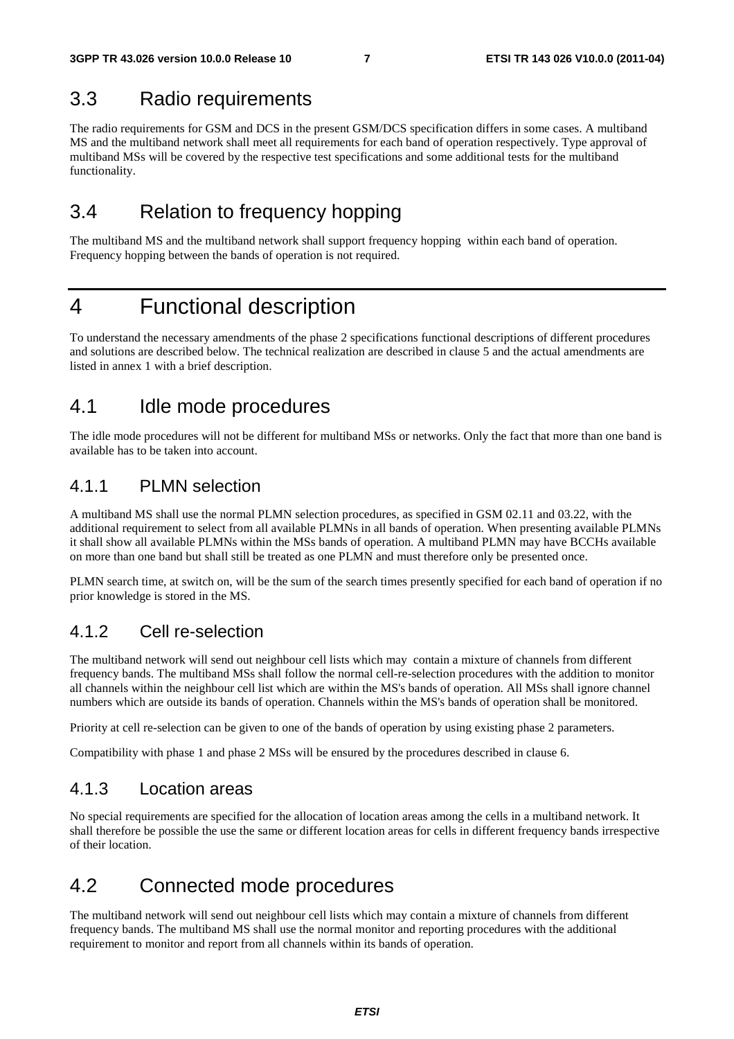## 3.3 Radio requirements

The radio requirements for GSM and DCS in the present GSM/DCS specification differs in some cases. A multiband MS and the multiband network shall meet all requirements for each band of operation respectively. Type approval of multiband MSs will be covered by the respective test specifications and some additional tests for the multiband functionality.

## 3.4 Relation to frequency hopping

The multiband MS and the multiband network shall support frequency hopping within each band of operation. Frequency hopping between the bands of operation is not required.

# 4 Functional description

To understand the necessary amendments of the phase 2 specifications functional descriptions of different procedures and solutions are described below. The technical realization are described in clause 5 and the actual amendments are listed in annex 1 with a brief description.

## 4.1 Idle mode procedures

The idle mode procedures will not be different for multiband MSs or networks. Only the fact that more than one band is available has to be taken into account.

### 4.1.1 PLMN selection

A multiband MS shall use the normal PLMN selection procedures, as specified in GSM 02.11 and 03.22, with the additional requirement to select from all available PLMNs in all bands of operation. When presenting available PLMNs it shall show all available PLMNs within the MSs bands of operation. A multiband PLMN may have BCCHs available on more than one band but shall still be treated as one PLMN and must therefore only be presented once.

PLMN search time, at switch on, will be the sum of the search times presently specified for each band of operation if no prior knowledge is stored in the MS.

### 4.1.2 Cell re-selection

The multiband network will send out neighbour cell lists which may contain a mixture of channels from different frequency bands. The multiband MSs shall follow the normal cell-re-selection procedures with the addition to monitor all channels within the neighbour cell list which are within the MS's bands of operation. All MSs shall ignore channel numbers which are outside its bands of operation. Channels within the MS's bands of operation shall be monitored.

Priority at cell re-selection can be given to one of the bands of operation by using existing phase 2 parameters.

Compatibility with phase 1 and phase 2 MSs will be ensured by the procedures described in clause 6.

### 4.1.3 Location areas

No special requirements are specified for the allocation of location areas among the cells in a multiband network. It shall therefore be possible the use the same or different location areas for cells in different frequency bands irrespective of their location.

## 4.2 Connected mode procedures

The multiband network will send out neighbour cell lists which may contain a mixture of channels from different frequency bands. The multiband MS shall use the normal monitor and reporting procedures with the additional requirement to monitor and report from all channels within its bands of operation.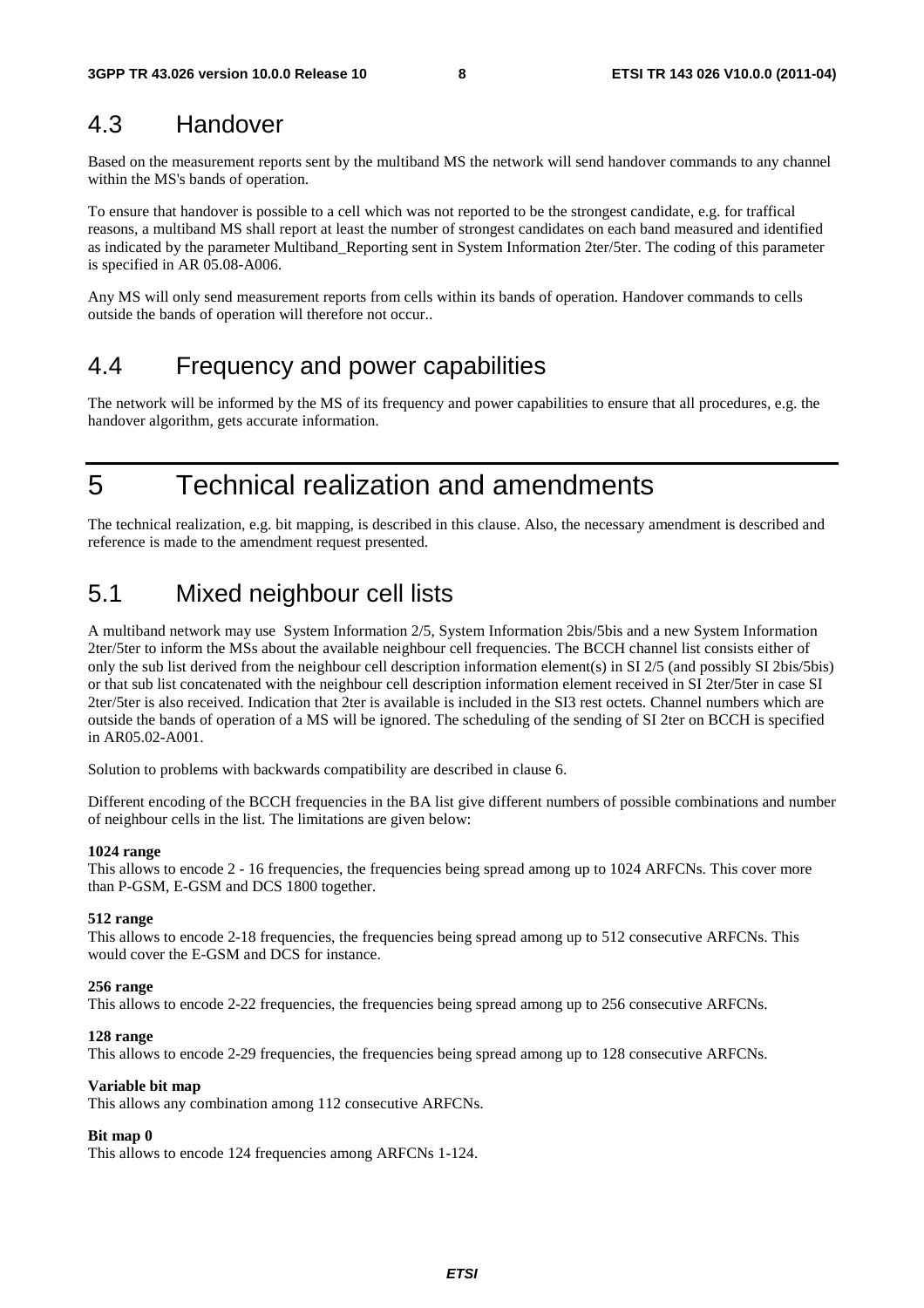## 4.3 Handover

Based on the measurement reports sent by the multiband MS the network will send handover commands to any channel within the MS's bands of operation.

To ensure that handover is possible to a cell which was not reported to be the strongest candidate, e.g. for traffical reasons, a multiband MS shall report at least the number of strongest candidates on each band measured and identified as indicated by the parameter Multiband_Reporting sent in System Information 2ter/5ter. The coding of this parameter is specified in AR 05.08-A006.

Any MS will only send measurement reports from cells within its bands of operation. Handover commands to cells outside the bands of operation will therefore not occur..

## 4.4 Frequency and power capabilities

The network will be informed by the MS of its frequency and power capabilities to ensure that all procedures, e.g. the handover algorithm, gets accurate information.

# 5 Technical realization and amendments

The technical realization, e.g. bit mapping, is described in this clause. Also, the necessary amendment is described and reference is made to the amendment request presented.

## 5.1 Mixed neighbour cell lists

A multiband network may use System Information 2/5, System Information 2bis/5bis and a new System Information 2ter/5ter to inform the MSs about the available neighbour cell frequencies. The BCCH channel list consists either of only the sub list derived from the neighbour cell description information element(s) in SI 2/5 (and possibly SI 2bis/5bis) or that sub list concatenated with the neighbour cell description information element received in SI 2ter/5ter in case SI 2ter/5ter is also received. Indication that 2ter is available is included in the SI3 rest octets. Channel numbers which are outside the bands of operation of a MS will be ignored. The scheduling of the sending of SI 2ter on BCCH is specified in AR05.02-A001.

Solution to problems with backwards compatibility are described in clause 6.

Different encoding of the BCCH frequencies in the BA list give different numbers of possible combinations and number of neighbour cells in the list. The limitations are given below:

**1024 range**
This allows to encode 2 - 16 frequencies, the frequencies being spread among up to 1024 ARFCNs. This cover more than P-GSM, E-GSM and DCS 1800 together.

**512 range**
This allows to encode 2-18 frequencies, the frequencies being spread among up to 512 consecutive ARFCNs. This would cover the E-GSM and DCS for instance.

**256 range**
This allows to encode 2-22 frequencies, the frequencies being spread among up to 256 consecutive ARFCNs.

**128 range**
This allows to encode 2-29 frequencies, the frequencies being spread among up to 128 consecutive ARFCNs.

**Variable bit map**
This allows any combination among 112 consecutive ARFCNs.

**Bit map 0**
This allows to encode 124 frequencies among ARFCNs 1-124.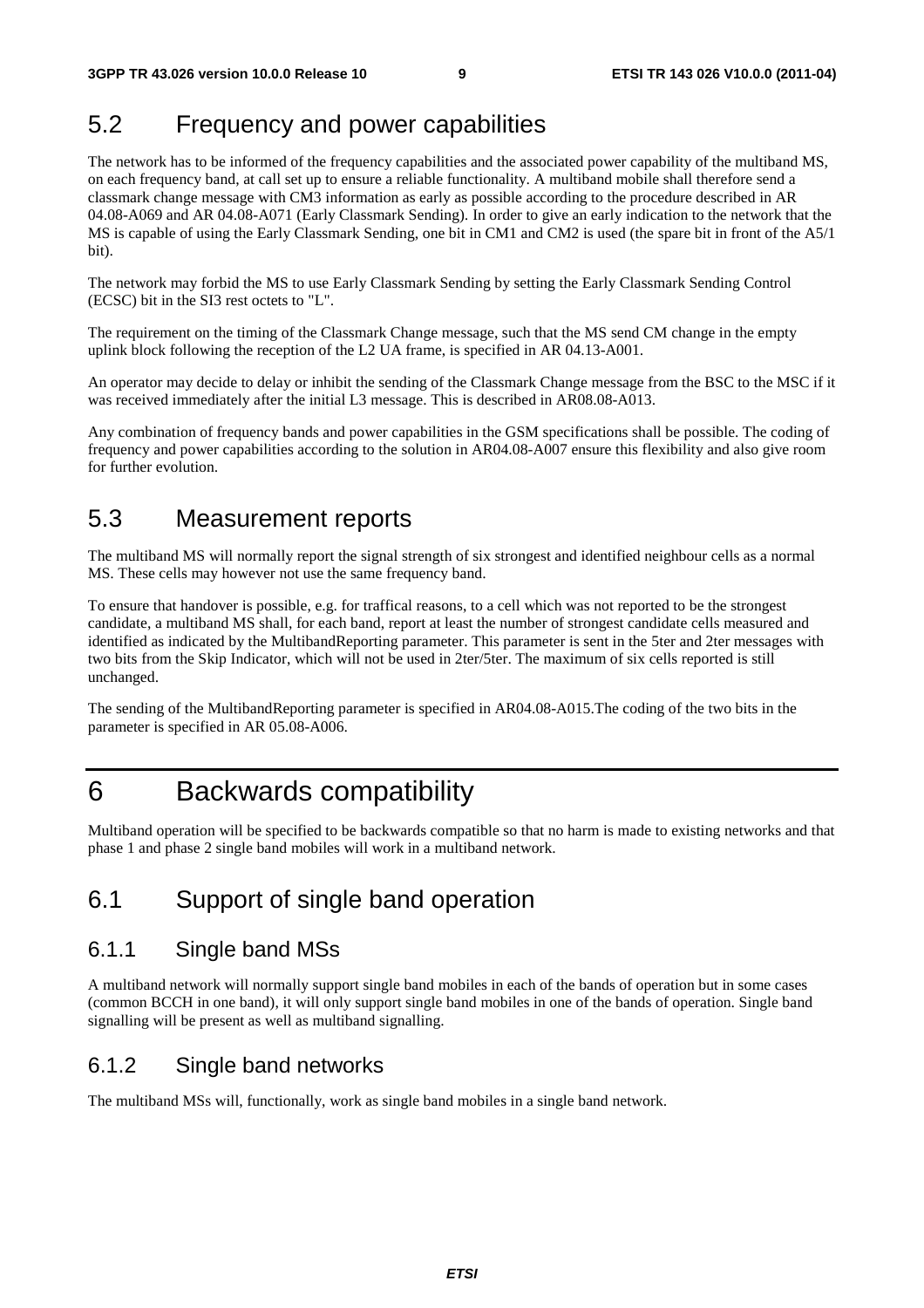## 5.2 Frequency and power capabilities

The network has to be informed of the frequency capabilities and the associated power capability of the multiband MS, on each frequency band, at call set up to ensure a reliable functionality. A multiband mobile shall therefore send a classmark change message with CM3 information as early as possible according to the procedure described in AR 04.08-A069 and AR 04.08-A071 (Early Classmark Sending). In order to give an early indication to the network that the MS is capable of using the Early Classmark Sending, one bit in CM1 and CM2 is used (the spare bit in front of the A5/1 bit).

The network may forbid the MS to use Early Classmark Sending by setting the Early Classmark Sending Control (ECSC) bit in the SI3 rest octets to "L".

The requirement on the timing of the Classmark Change message, such that the MS send CM change in the empty uplink block following the reception of the L2 UA frame, is specified in AR 04.13-A001.

An operator may decide to delay or inhibit the sending of the Classmark Change message from the BSC to the MSC if it was received immediately after the initial L3 message. This is described in AR08.08-A013.

Any combination of frequency bands and power capabilities in the GSM specifications shall be possible. The coding of frequency and power capabilities according to the solution in AR04.08-A007 ensure this flexibility and also give room for further evolution.

## 5.3 Measurement reports

The multiband MS will normally report the signal strength of six strongest and identified neighbour cells as a normal MS. These cells may however not use the same frequency band.

To ensure that handover is possible, e.g. for traffical reasons, to a cell which was not reported to be the strongest candidate, a multiband MS shall, for each band, report at least the number of strongest candidate cells measured and identified as indicated by the MultibandReporting parameter. This parameter is sent in the 5ter and 2ter messages with two bits from the Skip Indicator, which will not be used in 2ter/5ter. The maximum of six cells reported is still unchanged.

The sending of the MultibandReporting parameter is specified in AR04.08-A015.The coding of the two bits in the parameter is specified in AR 05.08-A006.

# 6 Backwards compatibility

Multiband operation will be specified to be backwards compatible so that no harm is made to existing networks and that phase 1 and phase 2 single band mobiles will work in a multiband network.

## 6.1 Support of single band operation

### 6.1.1 Single band MSs

A multiband network will normally support single band mobiles in each of the bands of operation but in some cases (common BCCH in one band), it will only support single band mobiles in one of the bands of operation. Single band signalling will be present as well as multiband signalling.

### 6.1.2 Single band networks

The multiband MSs will, functionally, work as single band mobiles in a single band network.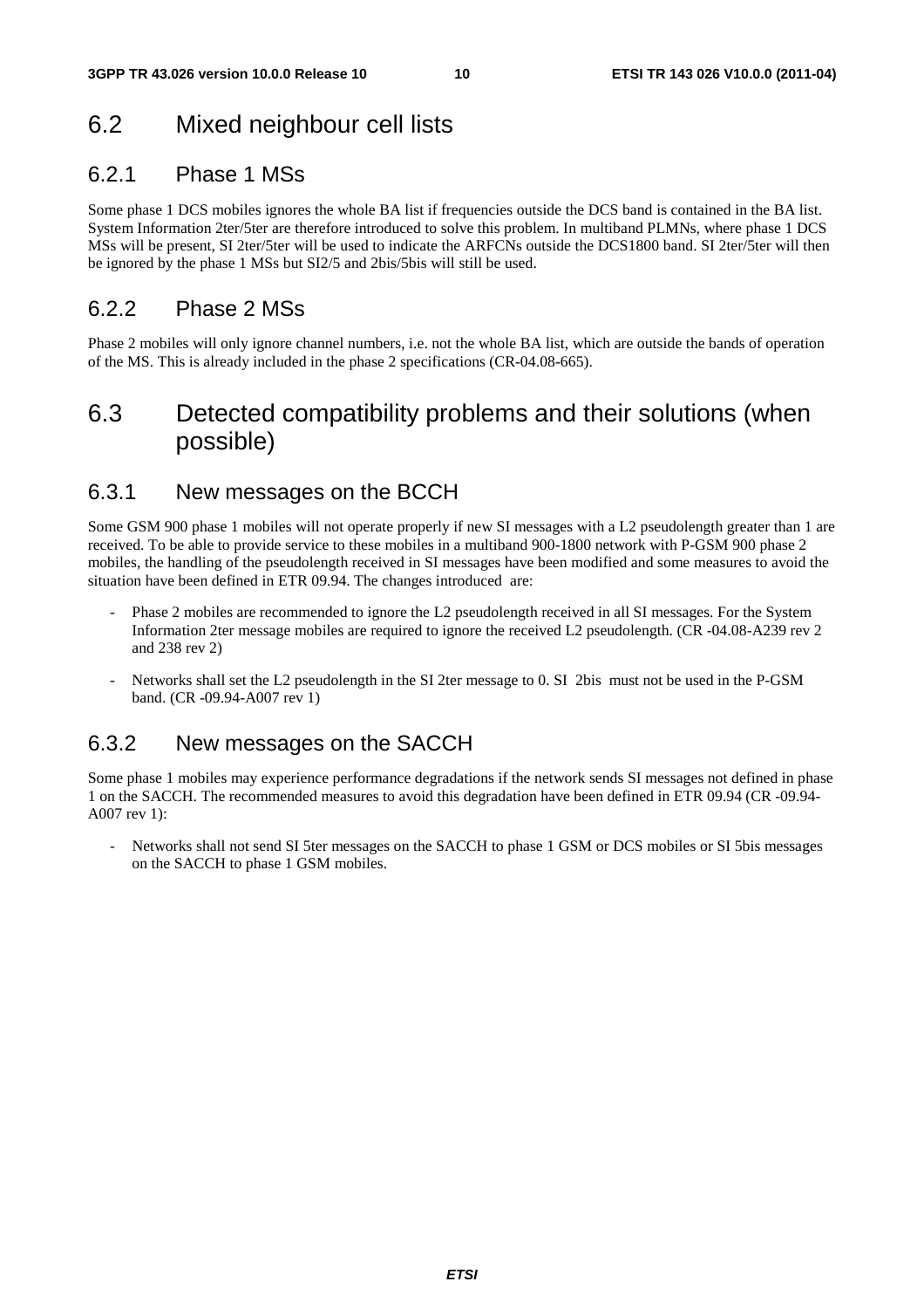## 6.2 Mixed neighbour cell lists

### 6.2.1 Phase 1 MSs

Some phase 1 DCS mobiles ignores the whole BA list if frequencies outside the DCS band is contained in the BA list. System Information 2ter/5ter are therefore introduced to solve this problem. In multiband PLMNs, where phase 1 DCS MSs will be present, SI 2ter/5ter will be used to indicate the ARFCNs outside the DCS1800 band. SI 2ter/5ter will then be ignored by the phase 1 MSs but SI2/5 and 2bis/5bis will still be used.

### 6.2.2 Phase 2 MSs

Phase 2 mobiles will only ignore channel numbers, i.e. not the whole BA list, which are outside the bands of operation of the MS. This is already included in the phase 2 specifications (CR-04.08-665).

## 6.3 Detected compatibility problems and their solutions (when possible)

### 6.3.1 New messages on the BCCH

Some GSM 900 phase 1 mobiles will not operate properly if new SI messages with a L2 pseudolength greater than 1 are received. To be able to provide service to these mobiles in a multiband 900-1800 network with P-GSM 900 phase 2 mobiles, the handling of the pseudolength received in SI messages have been modified and some measures to avoid the situation have been defined in ETR 09.94. The changes introduced are:

- Phase 2 mobiles are recommended to ignore the L2 pseudolength received in all SI messages. For the System Information 2ter message mobiles are required to ignore the received L2 pseudolength. (CR -04.08-A239 rev 2 and 238 rev 2)
- Networks shall set the L2 pseudolength in the SI 2ter message to 0. SI 2bis must not be used in the P-GSM band. (CR -09.94-A007 rev 1)

### 6.3.2 New messages on the SACCH

Some phase 1 mobiles may experience performance degradations if the network sends SI messages not defined in phase 1 on the SACCH. The recommended measures to avoid this degradation have been defined in ETR 09.94 (CR -09.94-A007 rev 1):

- Networks shall not send SI 5ter messages on the SACCH to phase 1 GSM or DCS mobiles or SI 5bis messages on the SACCH to phase 1 GSM mobiles.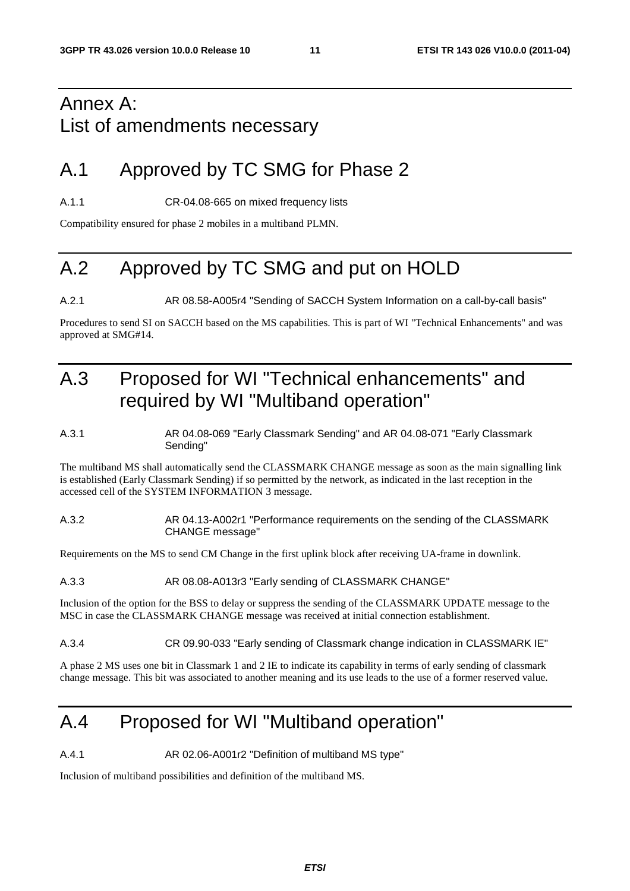# Annex A: List of amendments necessary

## A.1 Approved by TC SMG for Phase 2

A.1.1 CR-04.08-665 on mixed frequency lists

Compatibility ensured for phase 2 mobiles in a multiband PLMN.

## A.2 Approved by TC SMG and put on HOLD

A.2.1 AR 08.58-A005r4 "Sending of SACCH System Information on a call-by-call basis"

Procedures to send SI on SACCH based on the MS capabilities. This is part of WI "Technical Enhancements" and was approved at SMG#14.

## A.3 Proposed for WI "Technical enhancements" and required by WI "Multiband operation"

A.3.1 AR 04.08-069 "Early Classmark Sending" and AR 04.08-071 "Early Classmark Sending"

The multiband MS shall automatically send the CLASSMARK CHANGE message as soon as the main signalling link is established (Early Classmark Sending) if so permitted by the network, as indicated in the last reception in the accessed cell of the SYSTEM INFORMATION 3 message.

A.3.2 AR 04.13-A002r1 "Performance requirements on the sending of the CLASSMARK CHANGE message"

Requirements on the MS to send CM Change in the first uplink block after receiving UA-frame in downlink.

A.3.3 AR 08.08-A013r3 "Early sending of CLASSMARK CHANGE"

Inclusion of the option for the BSS to delay or suppress the sending of the CLASSMARK UPDATE message to the MSC in case the CLASSMARK CHANGE message was received at initial connection establishment.

A.3.4 CR 09.90-033 "Early sending of Classmark change indication in CLASSMARK IE"

A phase 2 MS uses one bit in Classmark 1 and 2 IE to indicate its capability in terms of early sending of classmark change message. This bit was associated to another meaning and its use leads to the use of a former reserved value.

## A.4 Proposed for WI "Multiband operation"

A.4.1 AR 02.06-A001r2 "Definition of multiband MS type"

Inclusion of multiband possibilities and definition of the multiband MS.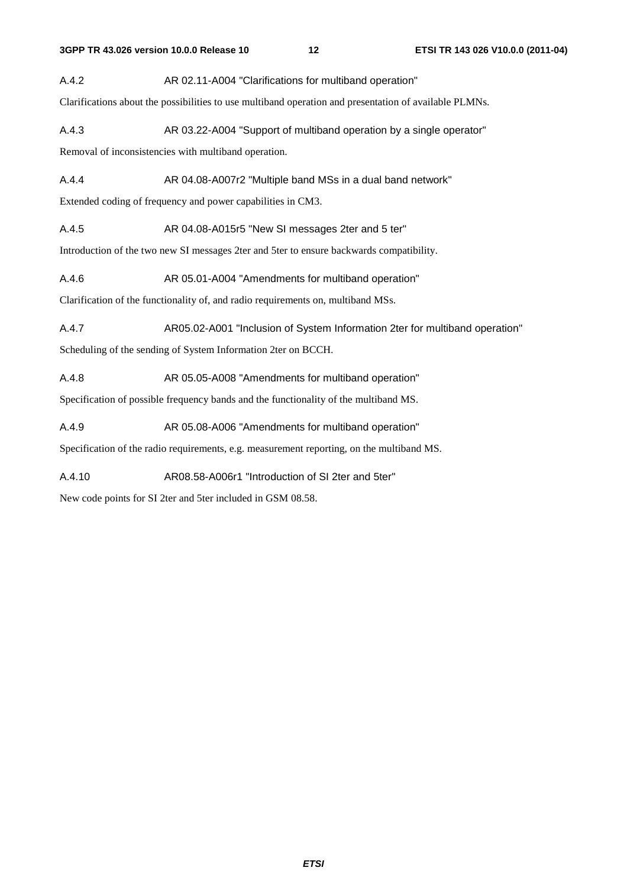### A.4.2 AR 02.11-A004 "Clarifications for multiband operation"

Clarifications about the possibilities to use multiband operation and presentation of available PLMNs.

### A.4.3 AR 03.22-A004 "Support of multiband operation by a single operator"

Removal of inconsistencies with multiband operation.

### A.4.4 AR 04.08-A007r2 "Multiple band MSs in a dual band network"

Extended coding of frequency and power capabilities in CM3.

### A.4.5 AR 04.08-A015r5 "New SI messages 2ter and 5 ter"

Introduction of the two new SI messages 2ter and 5ter to ensure backwards compatibility.

### A.4.6 AR 05.01-A004 "Amendments for multiband operation"

Clarification of the functionality of, and radio requirements on, multiband MSs.

### A.4.7 AR05.02-A001 "Inclusion of System Information 2ter for multiband operation"

Scheduling of the sending of System Information 2ter on BCCH.

### A.4.8 AR 05.05-A008 "Amendments for multiband operation"

Specification of possible frequency bands and the functionality of the multiband MS.

### A.4.9 AR 05.08-A006 "Amendments for multiband operation"

Specification of the radio requirements, e.g. measurement reporting, on the multiband MS.

### A.4.10 AR08.58-A006r1 "Introduction of SI 2ter and 5ter"

New code points for SI 2ter and 5ter included in GSM 08.58.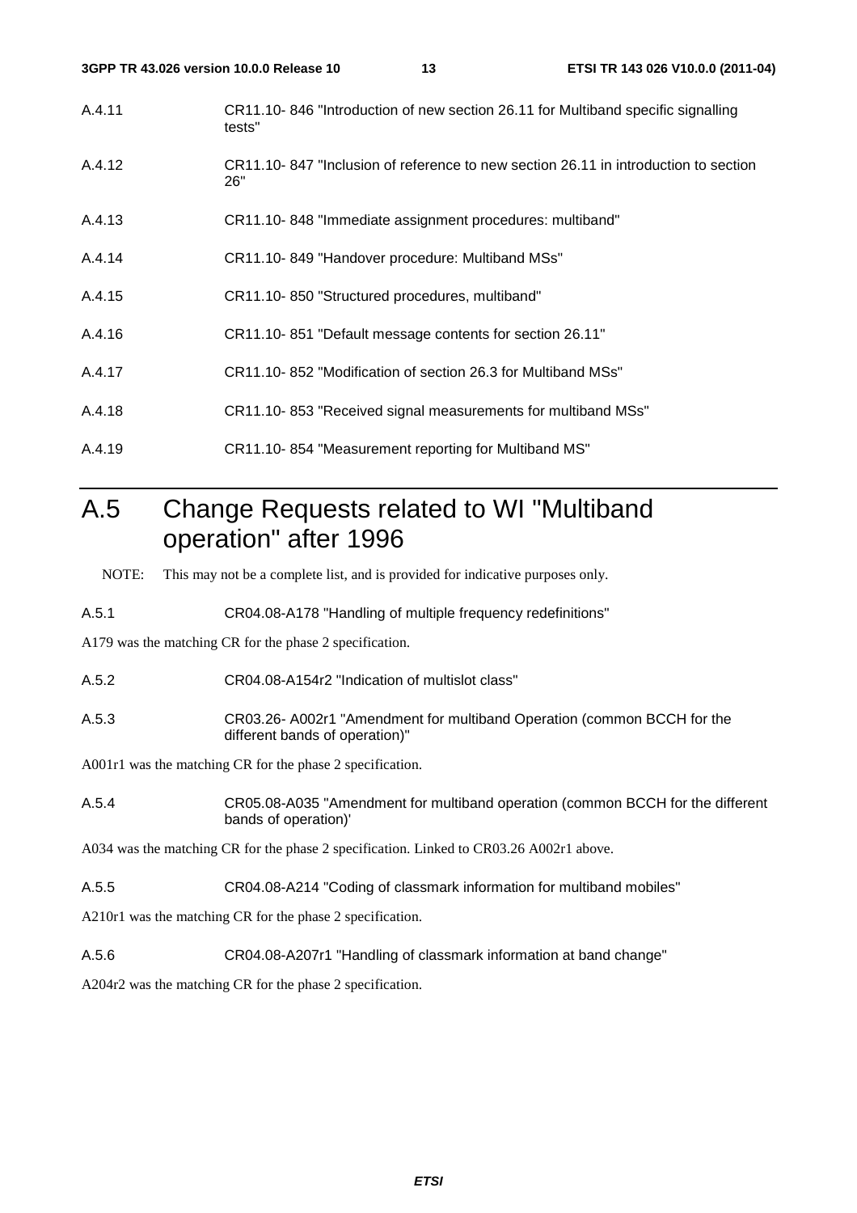A.4.11 CR11.10- 846 "Introduction of new section 26.11 for Multiband specific signalling tests"

A.4.12 CR11.10- 847 "Inclusion of reference to new section 26.11 in introduction to section 26"

A.4.13 CR11.10- 848 "Immediate assignment procedures: multiband"

A.4.14 CR11.10- 849 "Handover procedure: Multiband MSs"

A.4.15 CR11.10- 850 "Structured procedures, multiband"

A.4.16 CR11.10- 851 "Default message contents for section 26.11"

A.4.17 CR11.10- 852 "Modification of section 26.3 for Multiband MSs"

A.4.18 CR11.10- 853 "Received signal measurements for multiband MSs"

A.4.19 CR11.10- 854 "Measurement reporting for Multiband MS"

# A.5 Change Requests related to WI "Multiband operation" after 1996

NOTE: This may not be a complete list, and is provided for indicative purposes only.

A.5.1 CR04.08-A178 "Handling of multiple frequency redefinitions"

A179 was the matching CR for the phase 2 specification.

A.5.2 CR04.08-A154r2 "Indication of multislot class"

A.5.3 CR03.26- A002r1 "Amendment for multiband Operation (common BCCH for the different bands of operation)"

A001r1 was the matching CR for the phase 2 specification.

A.5.4 CR05.08-A035 "Amendment for multiband operation (common BCCH for the different bands of operation)'

A034 was the matching CR for the phase 2 specification. Linked to CR03.26 A002r1 above.

A.5.5 CR04.08-A214 "Coding of classmark information for multiband mobiles"

A210r1 was the matching CR for the phase 2 specification.

A.5.6 CR04.08-A207r1 "Handling of classmark information at band change"

A204r2 was the matching CR for the phase 2 specification.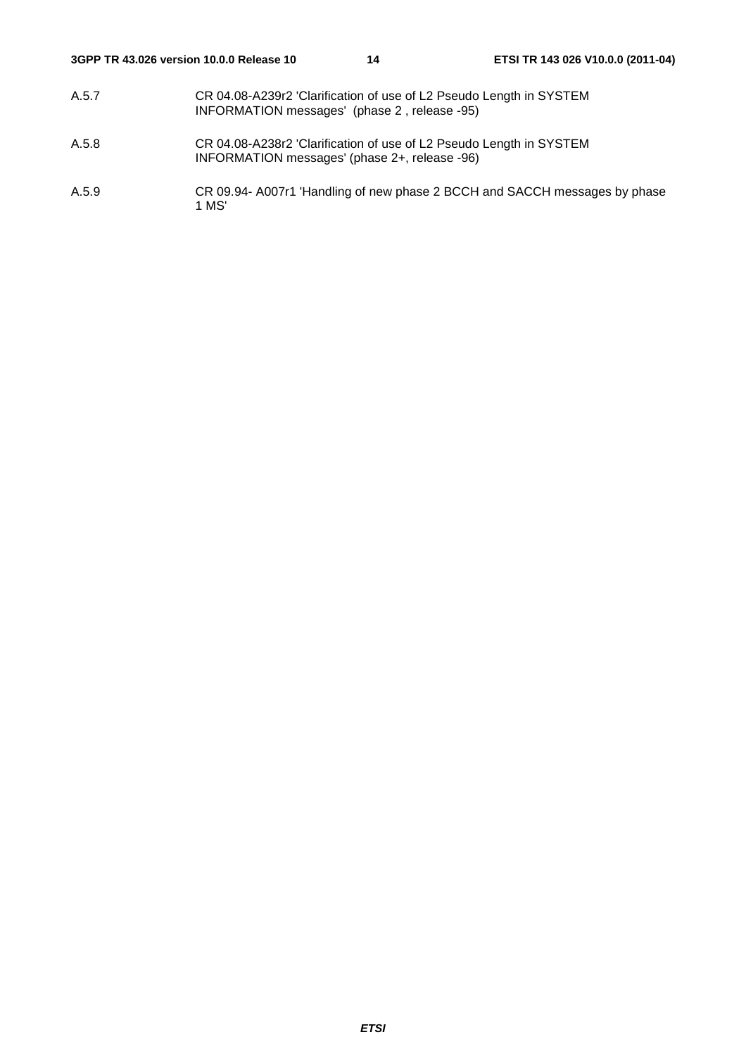A.5.7 CR 04.08-A239r2 'Clarification of use of L2 Pseudo Length in SYSTEM INFORMATION messages' (phase 2 , release -95)

A.5.8 CR 04.08-A238r2 'Clarification of use of L2 Pseudo Length in SYSTEM INFORMATION messages' (phase 2+, release -96)

A.5.9 CR 09.94- A007r1 'Handling of new phase 2 BCCH and SACCH messages by phase 1 MS'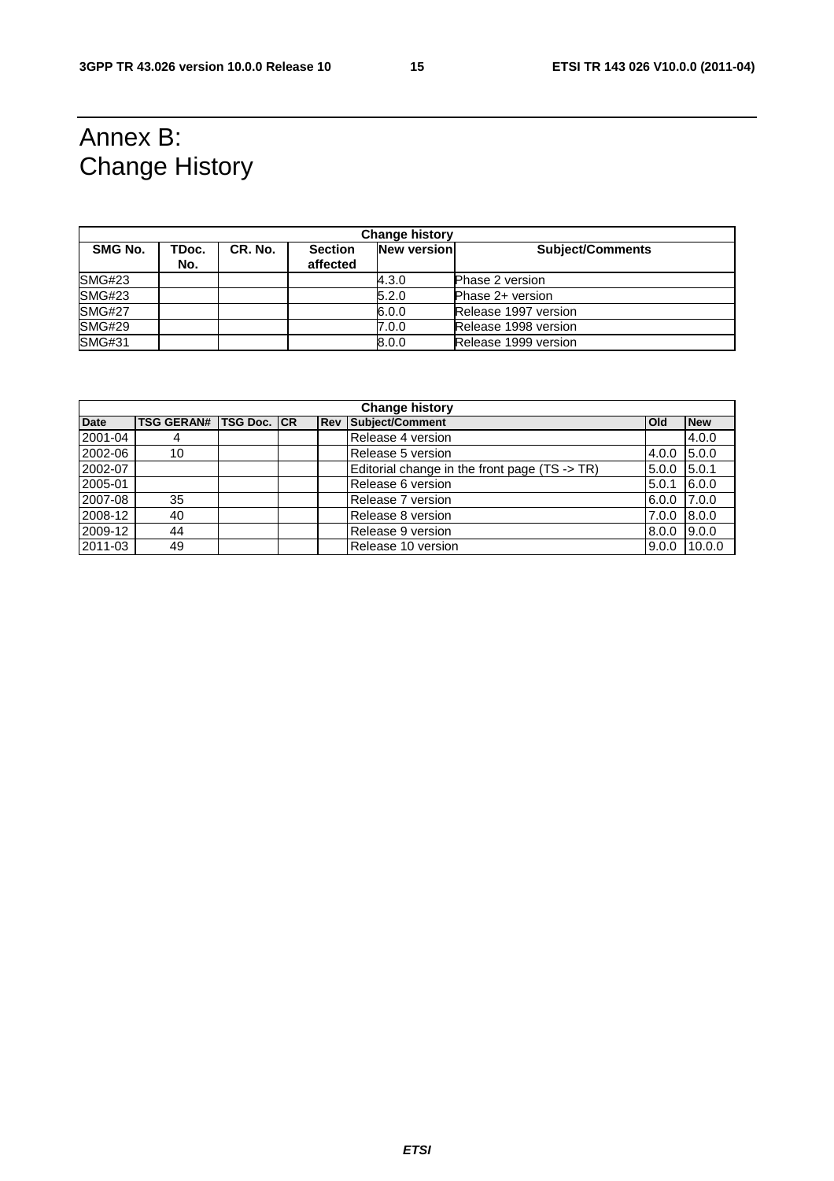# Annex B: Change History

| Change history | | | | | |
|---|---|---|---|---|---|
| **SMG No.** | **TDoc. No.** | **CR. No.** | **Section affected** | **New version** | **Subject/Comments** |
| SMG#23 | | | | 4.3.0 | Phase 2 version |
| SMG#23 | | | | 5.2.0 | Phase 2+ version |
| SMG#27 | | | | 6.0.0 | Release 1997 version |
| SMG#29 | | | | 7.0.0 | Release 1998 version |
| SMG#31 | | | | 8.0.0 | Release 1999 version |

| Change history | | | | | | | |
|---|---|---|---|---|---|---|---|
| **Date** | **TSG GERAN#** | **TSG Doc.** | **CR** | **Rev** | **Subject/Comment** | **Old** | **New** |
| 2001-04 | 4 | | | | Release 4 version | | 4.0.0 |
| 2002-06 | 10 | | | | Release 5 version | 4.0.0 | 5.0.0 |
| 2002-07 | | | | | Editorial change in the front page (TS -> TR) | 5.0.0 | 5.0.1 |
| 2005-01 | | | | | Release 6 version | 5.0.1 | 6.0.0 |
| 2007-08 | 35 | | | | Release 7 version | 6.0.0 | 7.0.0 |
| 2008-12 | 40 | | | | Release 8 version | 7.0.0 | 8.0.0 |
| 2009-12 | 44 | | | | Release 9 version | 8.0.0 | 9.0.0 |
| 2011-03 | 49 | | | | Release 10 version | 9.0.0 | 10.0.0 |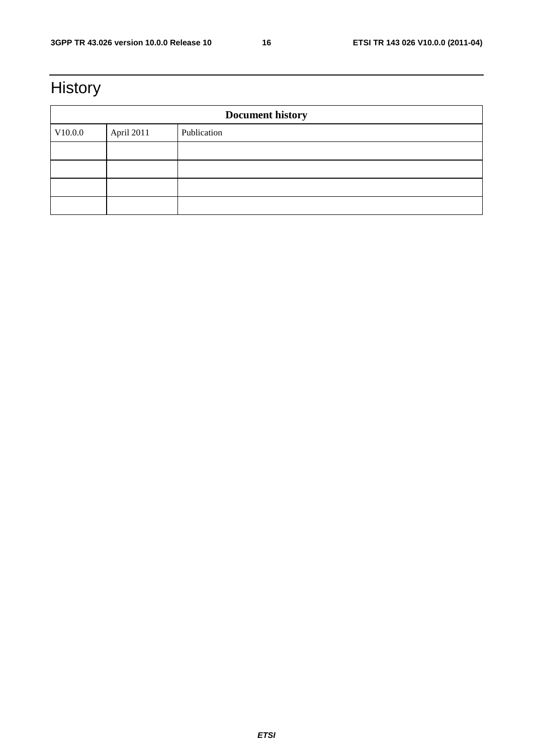# History

| Document history | | |
|---|---|---|
| V10.0.0 | April 2011 | Publication |
| | | |
| | | |
| | | |
| | | |